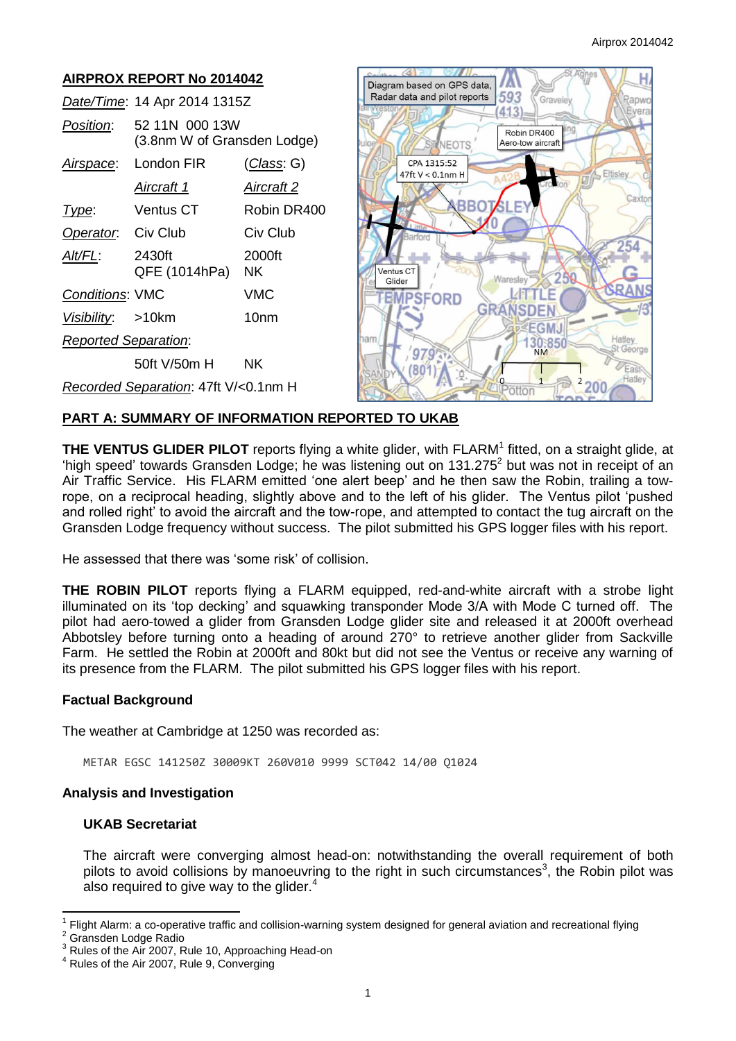## AIRPROX REPORT No 2014042

| | | |
|---|---|---|
| *Date/Time*: | 14 Apr 2014 1315Z | |
| *Position*: | 52 11N 000 13W (3.8nm W of Gransden Lodge) | |
| *Airspace*: | London FIR | (*Class*: G) |
| | *Aircraft 1* | *Aircraft 2* |
| *Type*: | Ventus CT | Robin DR400 |
| *Operator*: | Civ Club | Civ Club |
| *Alt/FL*: | 2430ft QFE (1014hPa) | 2000ft NK |
| *Conditions*: | VMC | VMC |
| *Visibility*: | >10km | 10nm |
| *Reported Separation*: | | |
| | 50ft V/50m H | NK |
| *Recorded Separation*: | 47ft V/<0.1nm H | |

Diagram based on GPS data, Radar data and pilot reports

Robin DR400 Aero-tow aircraft

CPA 1315:52 47ft V < 0.1nm H

Ventus CT Glider

## PART A: SUMMARY OF INFORMATION REPORTED TO UKAB

**THE VENTUS GLIDER PILOT** reports flying a white glider, with FLARM[1] fitted, on a straight glide, at 'high speed' towards Gransden Lodge; he was listening out on 131.275[2] but was not in receipt of an Air Traffic Service. His FLARM emitted 'one alert beep' and he then saw the Robin, trailing a tow-rope, on a reciprocal heading, slightly above and to the left of his glider. The Ventus pilot 'pushed and rolled right' to avoid the aircraft and the tow-rope, and attempted to contact the tug aircraft on the Gransden Lodge frequency without success. The pilot submitted his GPS logger files with his report.

He assessed that there was 'some risk' of collision.

**THE ROBIN PILOT** reports flying a FLARM equipped, red-and-white aircraft with a strobe light illuminated on its 'top decking' and squawking transponder Mode 3/A with Mode C turned off. The pilot had aero-towed a glider from Gransden Lodge glider site and released it at 2000ft overhead Abbotsley before turning onto a heading of around 270° to retrieve another glider from Sackville Farm. He settled the Robin at 2000ft and 80kt but did not see the Ventus or receive any warning of its presence from the FLARM. The pilot submitted his GPS logger files with his report.

### Factual Background

The weather at Cambridge at 1250 was recorded as:

```
METAR EGSC 141250Z 30009KT 260V010 9999 SCT042 14/00 Q1024
```

### Analysis and Investigation

#### UKAB Secretariat

The aircraft were converging almost head-on: notwithstanding the overall requirement of both pilots to avoid collisions by manoeuvring to the right in such circumstances[3], the Robin pilot was also required to give way to the glider.[4]

---

[1] Flight Alarm: a co-operative traffic and collision-warning system designed for general aviation and recreational flying
[2] Gransden Lodge Radio
[3] Rules of the Air 2007, Rule 10, Approaching Head-on
[4] Rules of the Air 2007, Rule 9, Converging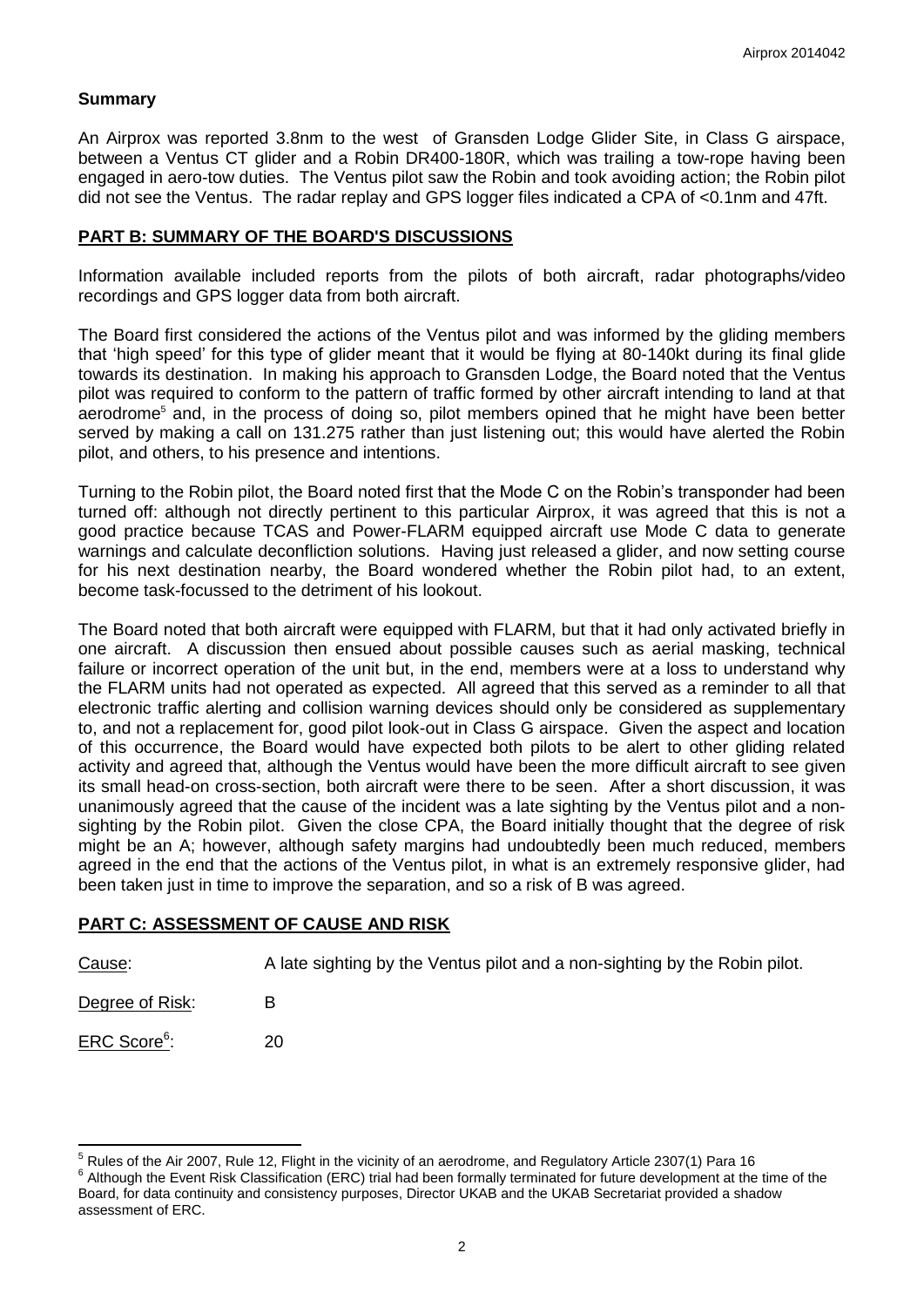## Summary

An Airprox was reported 3.8nm to the west of Gransden Lodge Glider Site, in Class G airspace, between a Ventus CT glider and a Robin DR400-180R, which was trailing a tow-rope having been engaged in aero-tow duties. The Ventus pilot saw the Robin and took avoiding action; the Robin pilot did not see the Ventus. The radar replay and GPS logger files indicated a CPA of <0.1nm and 47ft.

## PART B: SUMMARY OF THE BOARD'S DISCUSSIONS

Information available included reports from the pilots of both aircraft, radar photographs/video recordings and GPS logger data from both aircraft.

The Board first considered the actions of the Ventus pilot and was informed by the gliding members that 'high speed' for this type of glider meant that it would be flying at 80-140kt during its final glide towards its destination. In making his approach to Gransden Lodge, the Board noted that the Ventus pilot was required to conform to the pattern of traffic formed by other aircraft intending to land at that aerodrome[5] and, in the process of doing so, pilot members opined that he might have been better served by making a call on 131.275 rather than just listening out; this would have alerted the Robin pilot, and others, to his presence and intentions.

Turning to the Robin pilot, the Board noted first that the Mode C on the Robin's transponder had been turned off: although not directly pertinent to this particular Airprox, it was agreed that this is not a good practice because TCAS and Power-FLARM equipped aircraft use Mode C data to generate warnings and calculate deconfliction solutions. Having just released a glider, and now setting course for his next destination nearby, the Board wondered whether the Robin pilot had, to an extent, become task-focussed to the detriment of his lookout.

The Board noted that both aircraft were equipped with FLARM, but that it had only activated briefly in one aircraft. A discussion then ensued about possible causes such as aerial masking, technical failure or incorrect operation of the unit but, in the end, members were at a loss to understand why the FLARM units had not operated as expected. All agreed that this served as a reminder to all that electronic traffic alerting and collision warning devices should only be considered as supplementary to, and not a replacement for, good pilot look-out in Class G airspace. Given the aspect and location of this occurrence, the Board would have expected both pilots to be alert to other gliding related activity and agreed that, although the Ventus would have been the more difficult aircraft to see given its small head-on cross-section, both aircraft were there to be seen. After a short discussion, it was unanimously agreed that the cause of the incident was a late sighting by the Ventus pilot and a non-sighting by the Robin pilot. Given the close CPA, the Board initially thought that the degree of risk might be an A; however, although safety margins had undoubtedly been much reduced, members agreed in the end that the actions of the Ventus pilot, in what is an extremely responsive glider, had been taken just in time to improve the separation, and so a risk of B was agreed.

## PART C: ASSESSMENT OF CAUSE AND RISK

Cause: A late sighting by the Ventus pilot and a non-sighting by the Robin pilot.

Degree of Risk: B

ERC Score[6]: 20

---

[5] Rules of the Air 2007, Rule 12, Flight in the vicinity of an aerodrome, and Regulatory Article 2307(1) Para 16

[6] Although the Event Risk Classification (ERC) trial had been formally terminated for future development at the time of the Board, for data continuity and consistency purposes, Director UKAB and the UKAB Secretariat provided a shadow assessment of ERC.